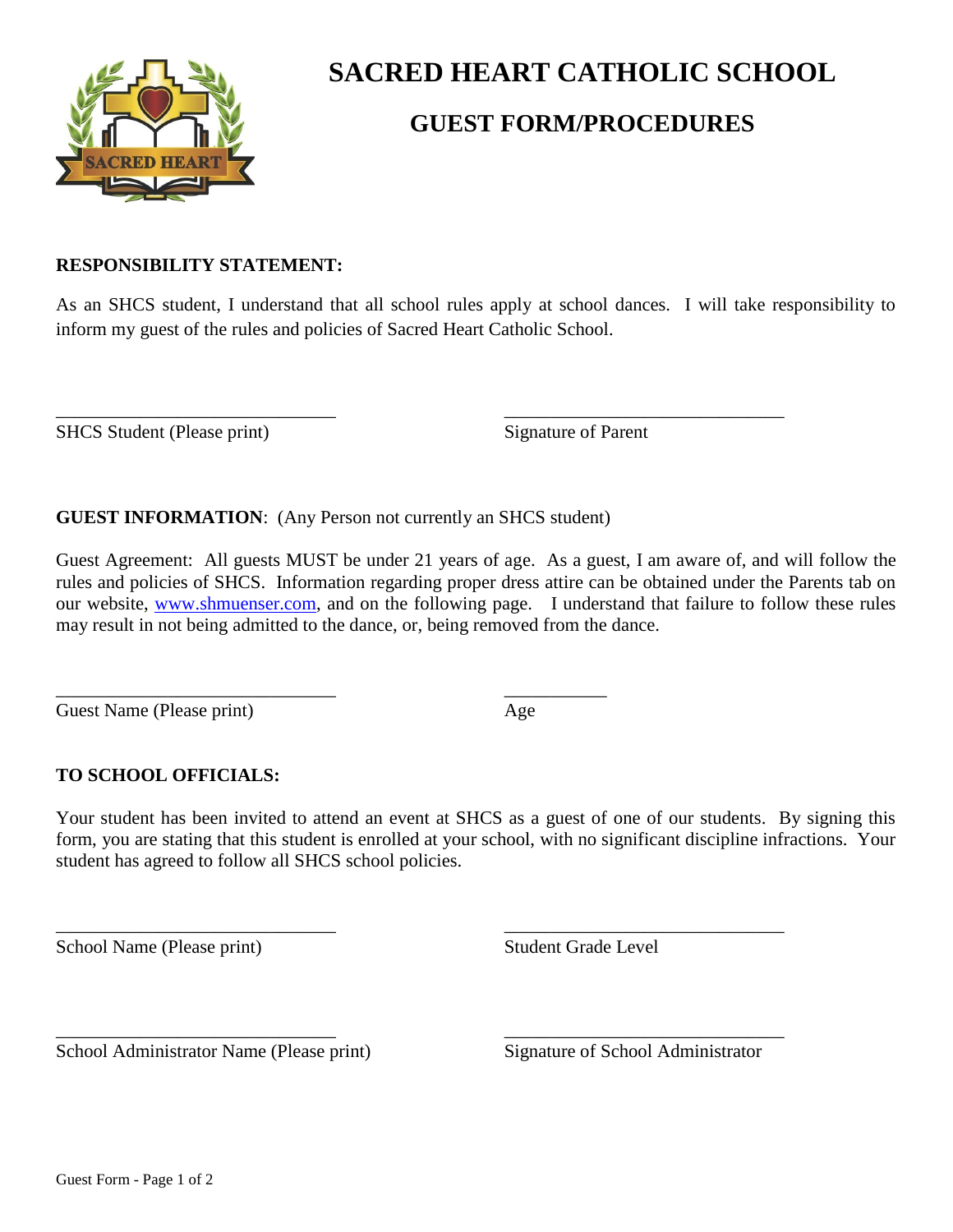# SACRED HEART CATHOLIC SCHOOL

## GUEST FORM/PROCEDURES

**RESPONSIBILITY STATEMENT:**

As an SHCS student, I understand that all school rules apply at school dances. I will take responsibility to inform my guest of the rules and policies of Sacred Heart Catholic School.

______________________________ &nbsp;&nbsp;&nbsp;&nbsp;&nbsp;&nbsp;&nbsp;&nbsp; ______________________________

SHCS Student (Please print) &nbsp;&nbsp;&nbsp;&nbsp;&nbsp;&nbsp;&nbsp;&nbsp; Signature of Parent

**GUEST INFORMATION**: (Any Person not currently an SHCS student)

Guest Agreement: All guests MUST be under 21 years of age. As a guest, I am aware of, and will follow the rules and policies of SHCS. Information regarding proper dress attire can be obtained under the Parents tab on our website, [www.shmuenser.com](http://www.shmuenser.com), and on the following page. I understand that failure to follow these rules may result in not being admitted to the dance, or, being removed from the dance.

______________________________ &nbsp;&nbsp;&nbsp;&nbsp;&nbsp;&nbsp;&nbsp;&nbsp; ___________

Guest Name (Please print) &nbsp;&nbsp;&nbsp;&nbsp;&nbsp;&nbsp;&nbsp;&nbsp; Age

**TO SCHOOL OFFICIALS:**

Your student has been invited to attend an event at SHCS as a guest of one of our students. By signing this form, you are stating that this student is enrolled at your school, with no significant discipline infractions. Your student has agreed to follow all SHCS school policies.

______________________________ &nbsp;&nbsp;&nbsp;&nbsp;&nbsp;&nbsp;&nbsp;&nbsp; ______________________________

School Name (Please print) &nbsp;&nbsp;&nbsp;&nbsp;&nbsp;&nbsp;&nbsp;&nbsp; Student Grade Level

______________________________ &nbsp;&nbsp;&nbsp;&nbsp;&nbsp;&nbsp;&nbsp;&nbsp; ______________________________

School Administrator Name (Please print) &nbsp;&nbsp;&nbsp;&nbsp;&nbsp;&nbsp;&nbsp;&nbsp; Signature of School Administrator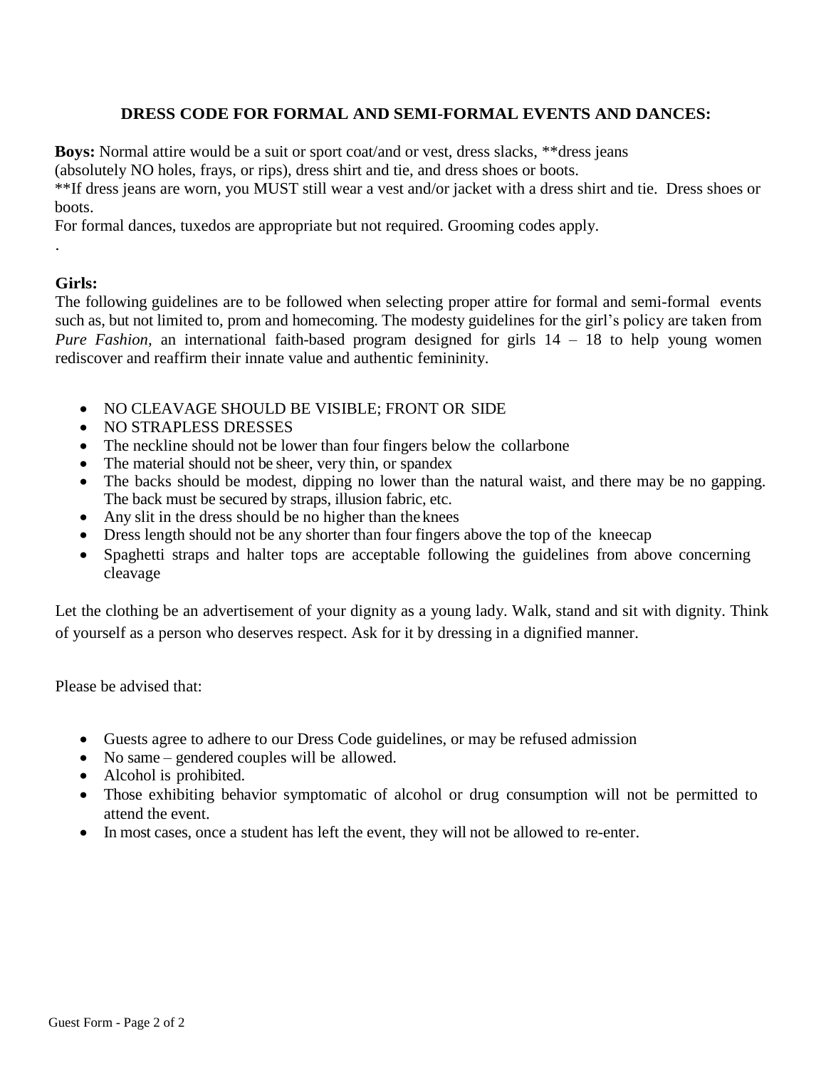## DRESS CODE FOR FORMAL AND SEMI-FORMAL EVENTS AND DANCES:

**Boys:** Normal attire would be a suit or sport coat/and or vest, dress slacks, **dress jeans (absolutely NO holes, frays, or rips), dress shirt and tie, and dress shoes or boots.

**If dress jeans are worn, you MUST still wear a vest and/or jacket with a dress shirt and tie. Dress shoes or boots.

For formal dances, tuxedos are appropriate but not required. Grooming codes apply.

.

**Girls:**

The following guidelines are to be followed when selecting proper attire for formal and semi-formal events such as, but not limited to, prom and homecoming. The modesty guidelines for the girl's policy are taken from *Pure Fashion,* an international faith-based program designed for girls 14 – 18 to help young women rediscover and reaffirm their innate value and authentic femininity.

- NO CLEAVAGE SHOULD BE VISIBLE; FRONT OR SIDE
- NO STRAPLESS DRESSES
- The neckline should not be lower than four fingers below the collarbone
- The material should not be sheer, very thin, or spandex
- The backs should be modest, dipping no lower than the natural waist, and there may be no gapping. The back must be secured by straps, illusion fabric, etc.
- Any slit in the dress should be no higher than the knees
- Dress length should not be any shorter than four fingers above the top of the kneecap
- Spaghetti straps and halter tops are acceptable following the guidelines from above concerning cleavage

Let the clothing be an advertisement of your dignity as a young lady. Walk, stand and sit with dignity. Think of yourself as a person who deserves respect. Ask for it by dressing in a dignified manner.

Please be advised that:

- Guests agree to adhere to our Dress Code guidelines, or may be refused admission
- No same – gendered couples will be allowed.
- Alcohol is prohibited.
- Those exhibiting behavior symptomatic of alcohol or drug consumption will not be permitted to attend the event.
- In most cases, once a student has left the event, they will not be allowed to re-enter.